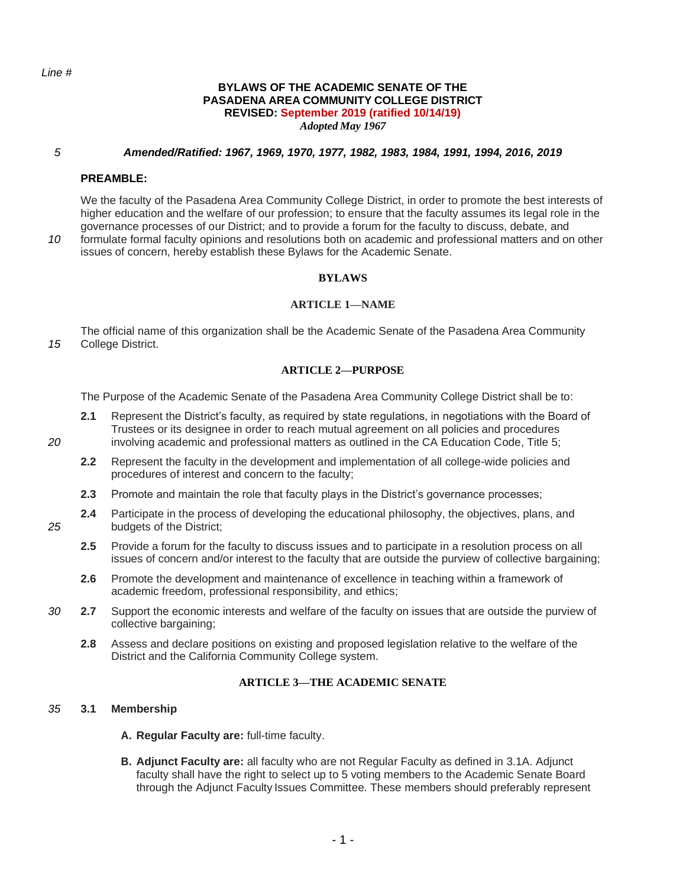# BYLAWS OF THE ACADEMIC SENATE OF THE PASADENA AREA COMMUNITY COLLEGE DISTRICT

**REVISED: September 2019 (ratified 10/14/19)**

*Adopted May 1967*

***Amended/Ratified: 1967, 1969, 1970, 1977, 1982, 1983, 1984, 1991, 1994, 2016, 2019***

## PREAMBLE:

We the faculty of the Pasadena Area Community College District, in order to promote the best interests of higher education and the welfare of our profession; to ensure that the faculty assumes its legal role in the governance processes of our District; and to provide a forum for the faculty to discuss, debate, and formulate formal faculty opinions and resolutions both on academic and professional matters and on other issues of concern, hereby establish these Bylaws for the Academic Senate.

## BYLAWS

### ARTICLE 1—NAME

The official name of this organization shall be the Academic Senate of the Pasadena Area Community College District.

### ARTICLE 2—PURPOSE

The Purpose of the Academic Senate of the Pasadena Area Community College District shall be to:

**2.1** Represent the District's faculty, as required by state regulations, in negotiations with the Board of Trustees or its designee in order to reach mutual agreement on all policies and procedures involving academic and professional matters as outlined in the CA Education Code, Title 5;

**2.2** Represent the faculty in the development and implementation of all college-wide policies and procedures of interest and concern to the faculty;

**2.3** Promote and maintain the role that faculty plays in the District's governance processes;

**2.4** Participate in the process of developing the educational philosophy, the objectives, plans, and budgets of the District;

**2.5** Provide a forum for the faculty to discuss issues and to participate in a resolution process on all issues of concern and/or interest to the faculty that are outside the purview of collective bargaining;

**2.6** Promote the development and maintenance of excellence in teaching within a framework of academic freedom, professional responsibility, and ethics;

**2.7** Support the economic interests and welfare of the faculty on issues that are outside the purview of collective bargaining;

**2.8** Assess and declare positions on existing and proposed legislation relative to the welfare of the District and the California Community College system.

### ARTICLE 3—THE ACADEMIC SENATE

**3.1 Membership**

**A. Regular Faculty are:** full-time faculty.

**B. Adjunct Faculty are:** all faculty who are not Regular Faculty as defined in 3.1A. Adjunct faculty shall have the right to select up to 5 voting members to the Academic Senate Board through the Adjunct Faculty Issues Committee. These members should preferably represent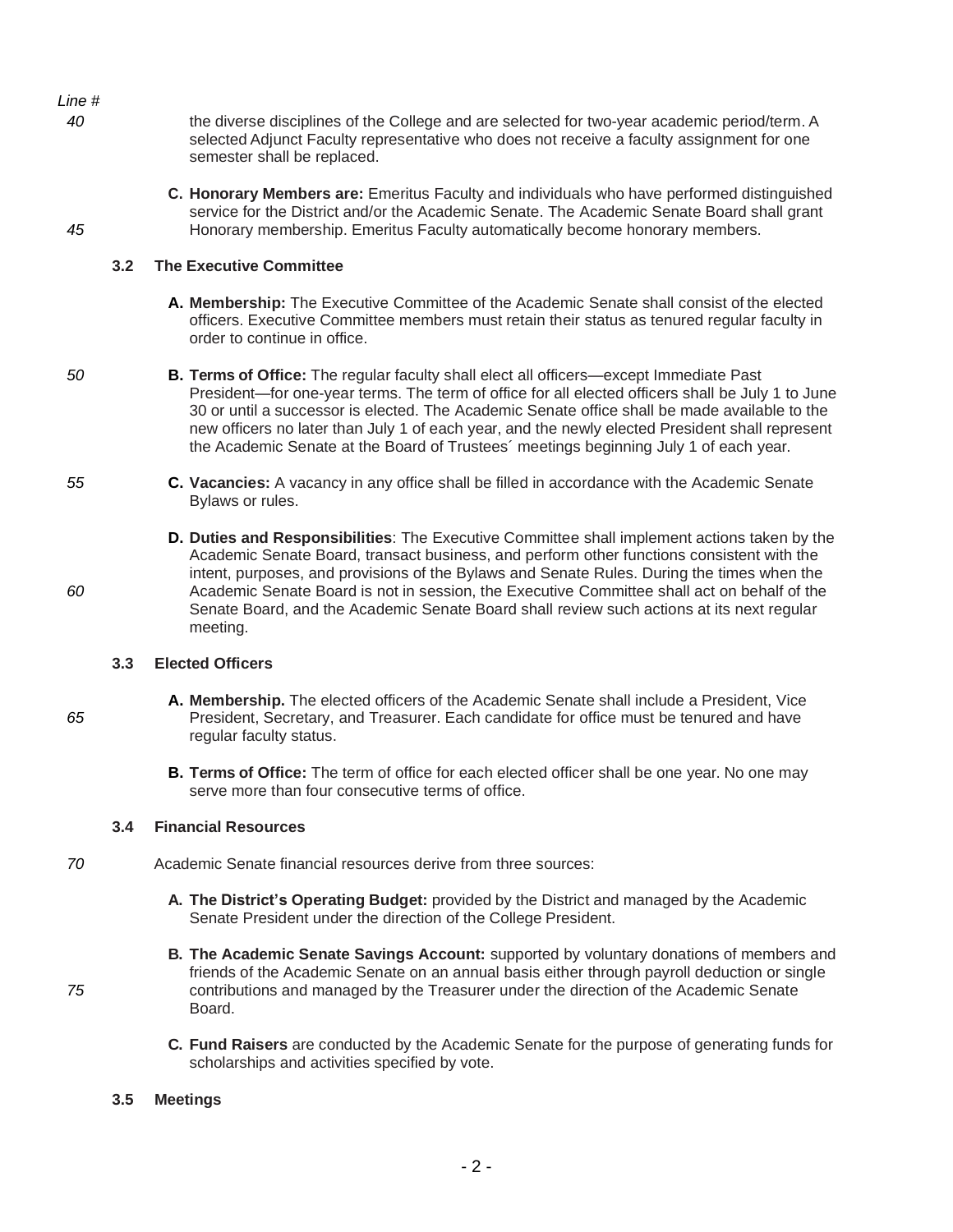the diverse disciplines of the College and are selected for two-year academic period/term. A selected Adjunct Faculty representative who does not receive a faculty assignment for one semester shall be replaced.

C. **Honorary Members are:** Emeritus Faculty and individuals who have performed distinguished service for the District and/or the Academic Senate. The Academic Senate Board shall grant Honorary membership. Emeritus Faculty automatically become honorary members.

### 3.2 The Executive Committee

A. **Membership:** The Executive Committee of the Academic Senate shall consist of the elected officers. Executive Committee members must retain their status as tenured regular faculty in order to continue in office.

B. **Terms of Office:** The regular faculty shall elect all officers—except Immediate Past President—for one-year terms. The term of office for all elected officers shall be July 1 to June 30 or until a successor is elected. The Academic Senate office shall be made available to the new officers no later than July 1 of each year, and the newly elected President shall represent the Academic Senate at the Board of Trustees´ meetings beginning July 1 of each year.

C. **Vacancies:** A vacancy in any office shall be filled in accordance with the Academic Senate Bylaws or rules.

D. **Duties and Responsibilities**: The Executive Committee shall implement actions taken by the Academic Senate Board, transact business, and perform other functions consistent with the intent, purposes, and provisions of the Bylaws and Senate Rules. During the times when the Academic Senate Board is not in session, the Executive Committee shall act on behalf of the Senate Board, and the Academic Senate Board shall review such actions at its next regular meeting.

### 3.3 Elected Officers

A. **Membership.** The elected officers of the Academic Senate shall include a President, Vice President, Secretary, and Treasurer. Each candidate for office must be tenured and have regular faculty status.

B. **Terms of Office:** The term of office for each elected officer shall be one year. No one may serve more than four consecutive terms of office.

### 3.4 Financial Resources

Academic Senate financial resources derive from three sources:

A. **The District's Operating Budget:** provided by the District and managed by the Academic Senate President under the direction of the College President.

B. **The Academic Senate Savings Account:** supported by voluntary donations of members and friends of the Academic Senate on an annual basis either through payroll deduction or single contributions and managed by the Treasurer under the direction of the Academic Senate Board.

C. **Fund Raisers** are conducted by the Academic Senate for the purpose of generating funds for scholarships and activities specified by vote.

### 3.5 Meetings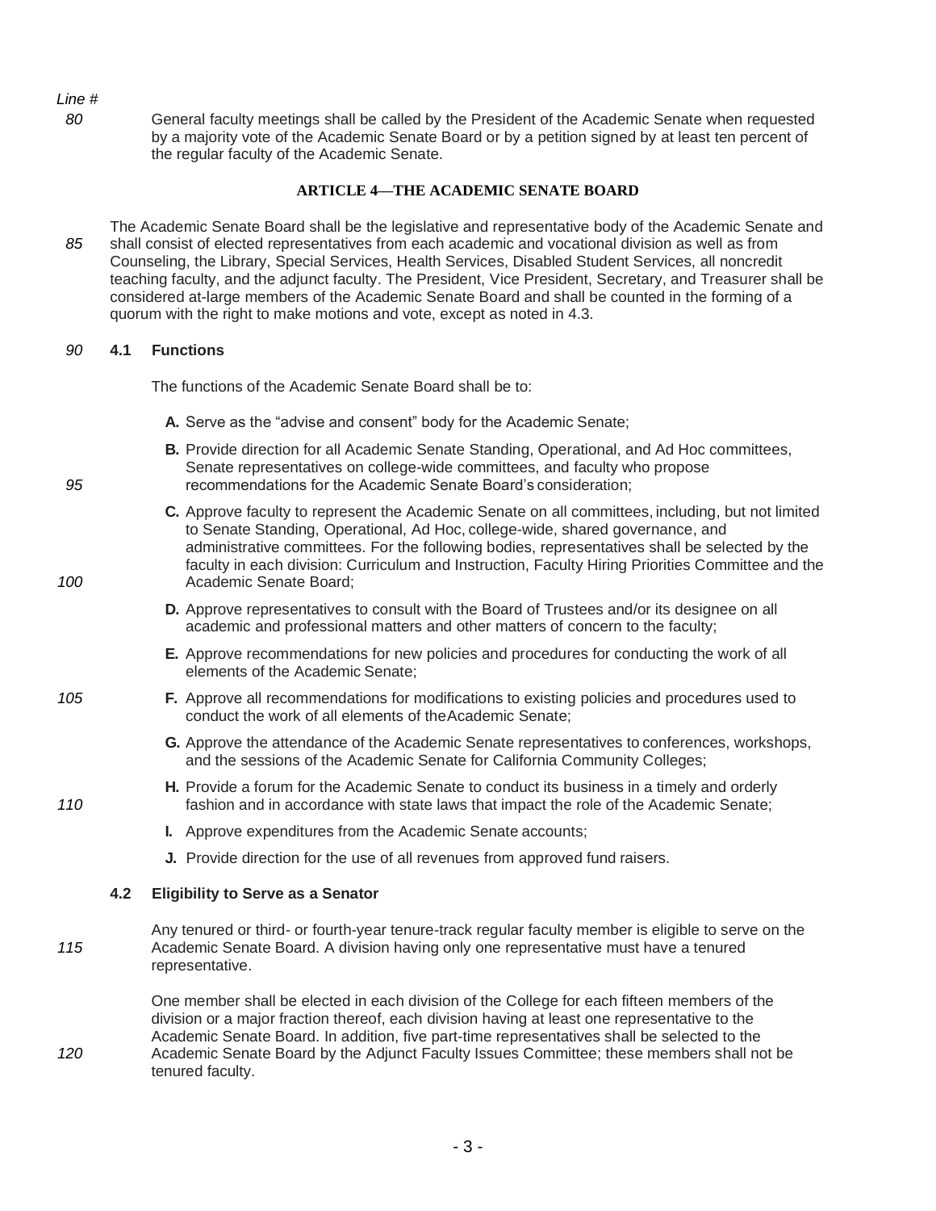General faculty meetings shall be called by the President of the Academic Senate when requested by a majority vote of the Academic Senate Board or by a petition signed by at least ten percent of the regular faculty of the Academic Senate.

## ARTICLE 4—THE ACADEMIC SENATE BOARD

The Academic Senate Board shall be the legislative and representative body of the Academic Senate and shall consist of elected representatives from each academic and vocational division as well as from Counseling, the Library, Special Services, Health Services, Disabled Student Services, all noncredit teaching faculty, and the adjunct faculty. The President, Vice President, Secretary, and Treasurer shall be considered at-large members of the Academic Senate Board and shall be counted in the forming of a quorum with the right to make motions and vote, except as noted in 4.3.

### 4.1 Functions

The functions of the Academic Senate Board shall be to:

- **A.** Serve as the "advise and consent" body for the Academic Senate;
- **B.** Provide direction for all Academic Senate Standing, Operational, and Ad Hoc committees, Senate representatives on college-wide committees, and faculty who propose recommendations for the Academic Senate Board's consideration;
- **C.** Approve faculty to represent the Academic Senate on all committees, including, but not limited to Senate Standing, Operational, Ad Hoc, college-wide, shared governance, and administrative committees. For the following bodies, representatives shall be selected by the faculty in each division: Curriculum and Instruction, Faculty Hiring Priorities Committee and the Academic Senate Board;
- **D.** Approve representatives to consult with the Board of Trustees and/or its designee on all academic and professional matters and other matters of concern to the faculty;
- **E.** Approve recommendations for new policies and procedures for conducting the work of all elements of the Academic Senate;
- **F.** Approve all recommendations for modifications to existing policies and procedures used to conduct the work of all elements of the Academic Senate;
- **G.** Approve the attendance of the Academic Senate representatives to conferences, workshops, and the sessions of the Academic Senate for California Community Colleges;
- **H.** Provide a forum for the Academic Senate to conduct its business in a timely and orderly fashion and in accordance with state laws that impact the role of the Academic Senate;
- **I.** Approve expenditures from the Academic Senate accounts;
- **J.** Provide direction for the use of all revenues from approved fund raisers.

### 4.2 Eligibility to Serve as a Senator

Any tenured or third- or fourth-year tenure-track regular faculty member is eligible to serve on the Academic Senate Board. A division having only one representative must have a tenured representative.

One member shall be elected in each division of the College for each fifteen members of the division or a major fraction thereof, each division having at least one representative to the Academic Senate Board. In addition, five part-time representatives shall be selected to the Academic Senate Board by the Adjunct Faculty Issues Committee; these members shall not be tenured faculty.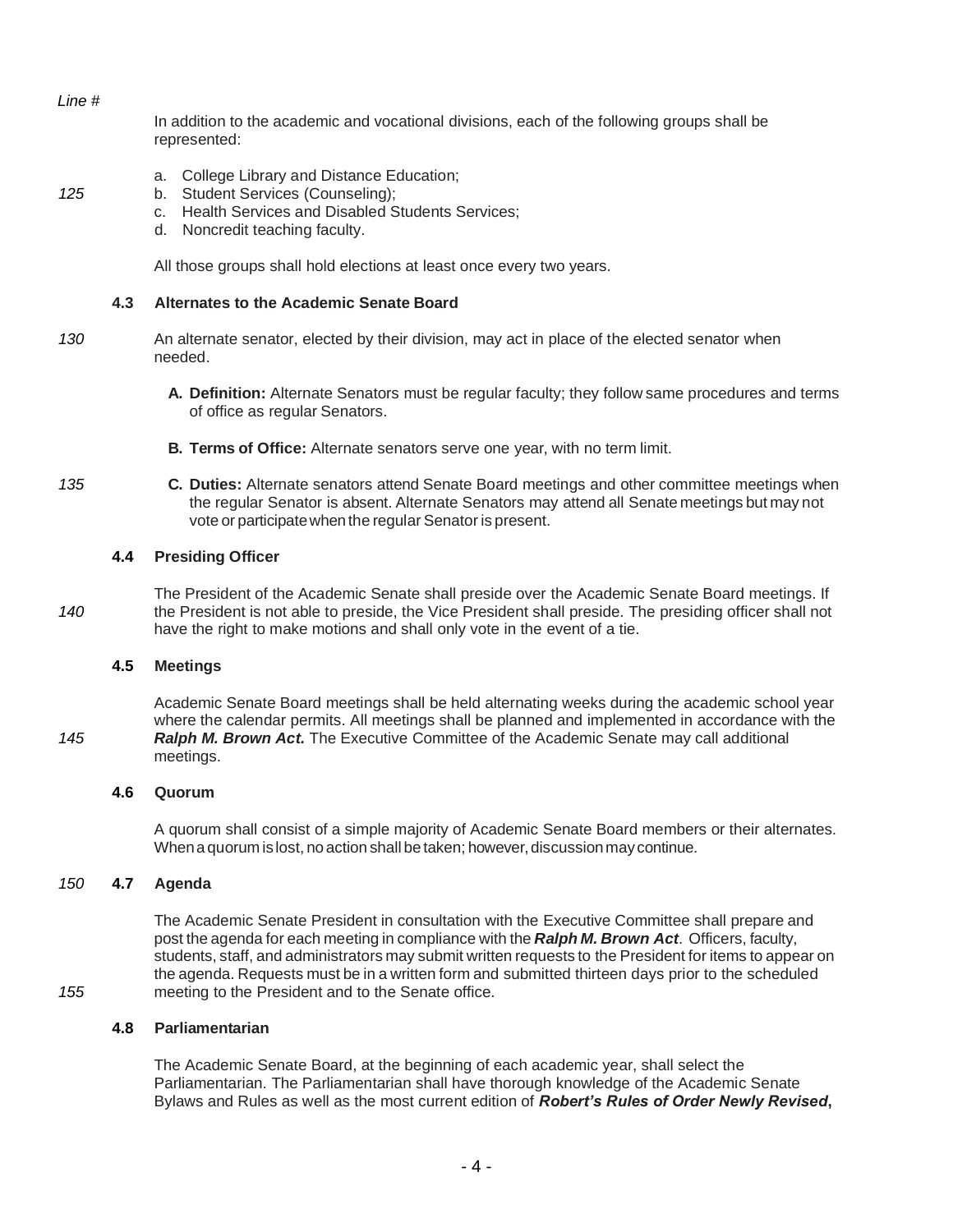In addition to the academic and vocational divisions, each of the following groups shall be represented:

a. College Library and Distance Education;
b. Student Services (Counseling);
c. Health Services and Disabled Students Services;
d. Noncredit teaching faculty.

All those groups shall hold elections at least once every two years.

### 4.3 Alternates to the Academic Senate Board

An alternate senator, elected by their division, may act in place of the elected senator when needed.

**A. Definition:** Alternate Senators must be regular faculty; they follow same procedures and terms of office as regular Senators.

**B. Terms of Office:** Alternate senators serve one year, with no term limit.

**C. Duties:** Alternate senators attend Senate Board meetings and other committee meetings when the regular Senator is absent. Alternate Senators may attend all Senate meetings but may not vote or participate when the regular Senator is present.

### 4.4 Presiding Officer

The President of the Academic Senate shall preside over the Academic Senate Board meetings. If the President is not able to preside, the Vice President shall preside. The presiding officer shall not have the right to make motions and shall only vote in the event of a tie.

### 4.5 Meetings

Academic Senate Board meetings shall be held alternating weeks during the academic school year where the calendar permits. All meetings shall be planned and implemented in accordance with the ***Ralph M. Brown Act.*** The Executive Committee of the Academic Senate may call additional meetings.

### 4.6 Quorum

A quorum shall consist of a simple majority of Academic Senate Board members or their alternates. When a quorum is lost, no action shall be taken; however, discussion may continue.

### 4.7 Agenda

The Academic Senate President in consultation with the Executive Committee shall prepare and post the agenda for each meeting in compliance with the ***Ralph M. Brown Act***. Officers, faculty, students, staff, and administrators may submit written requests to the President for items to appear on the agenda. Requests must be in a written form and submitted thirteen days prior to the scheduled meeting to the President and to the Senate office.

### 4.8 Parliamentarian

The Academic Senate Board, at the beginning of each academic year, shall select the Parliamentarian. The Parliamentarian shall have thorough knowledge of the Academic Senate Bylaws and Rules as well as the most current edition of ***Robert's Rules of Order Newly Revised*****,**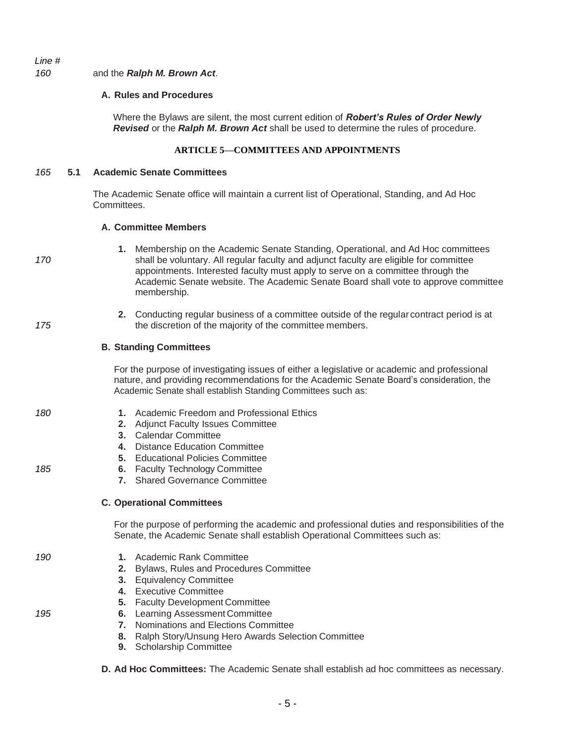and the ***Ralph M. Brown Act***.

**A. Rules and Procedures**

Where the Bylaws are silent, the most current edition of ***Robert's Rules of Order Newly Revised*** or the ***Ralph M. Brown Act*** shall be used to determine the rules of procedure.

## ARTICLE 5—COMMITTEES AND APPOINTMENTS

### 5.1 Academic Senate Committees

The Academic Senate office will maintain a current list of Operational, Standing, and Ad Hoc Committees.

**A. Committee Members**

1. Membership on the Academic Senate Standing, Operational, and Ad Hoc committees shall be voluntary. All regular faculty and adjunct faculty are eligible for committee appointments. Interested faculty must apply to serve on a committee through the Academic Senate website. The Academic Senate Board shall vote to approve committee membership.

2. Conducting regular business of a committee outside of the regular contract period is at the discretion of the majority of the committee members.

**B. Standing Committees**

For the purpose of investigating issues of either a legislative or academic and professional nature, and providing recommendations for the Academic Senate Board's consideration, the Academic Senate shall establish Standing Committees such as:

1. Academic Freedom and Professional Ethics
2. Adjunct Faculty Issues Committee
3. Calendar Committee
4. Distance Education Committee
5. Educational Policies Committee
6. Faculty Technology Committee
7. Shared Governance Committee

**C. Operational Committees**

For the purpose of performing the academic and professional duties and responsibilities of the Senate, the Academic Senate shall establish Operational Committees such as:

1. Academic Rank Committee
2. Bylaws, Rules and Procedures Committee
3. Equivalency Committee
4. Executive Committee
5. Faculty Development Committee
6. Learning Assessment Committee
7. Nominations and Elections Committee
8. Ralph Story/Unsung Hero Awards Selection Committee
9. Scholarship Committee

**D. Ad Hoc Committees:** The Academic Senate shall establish ad hoc committees as necessary.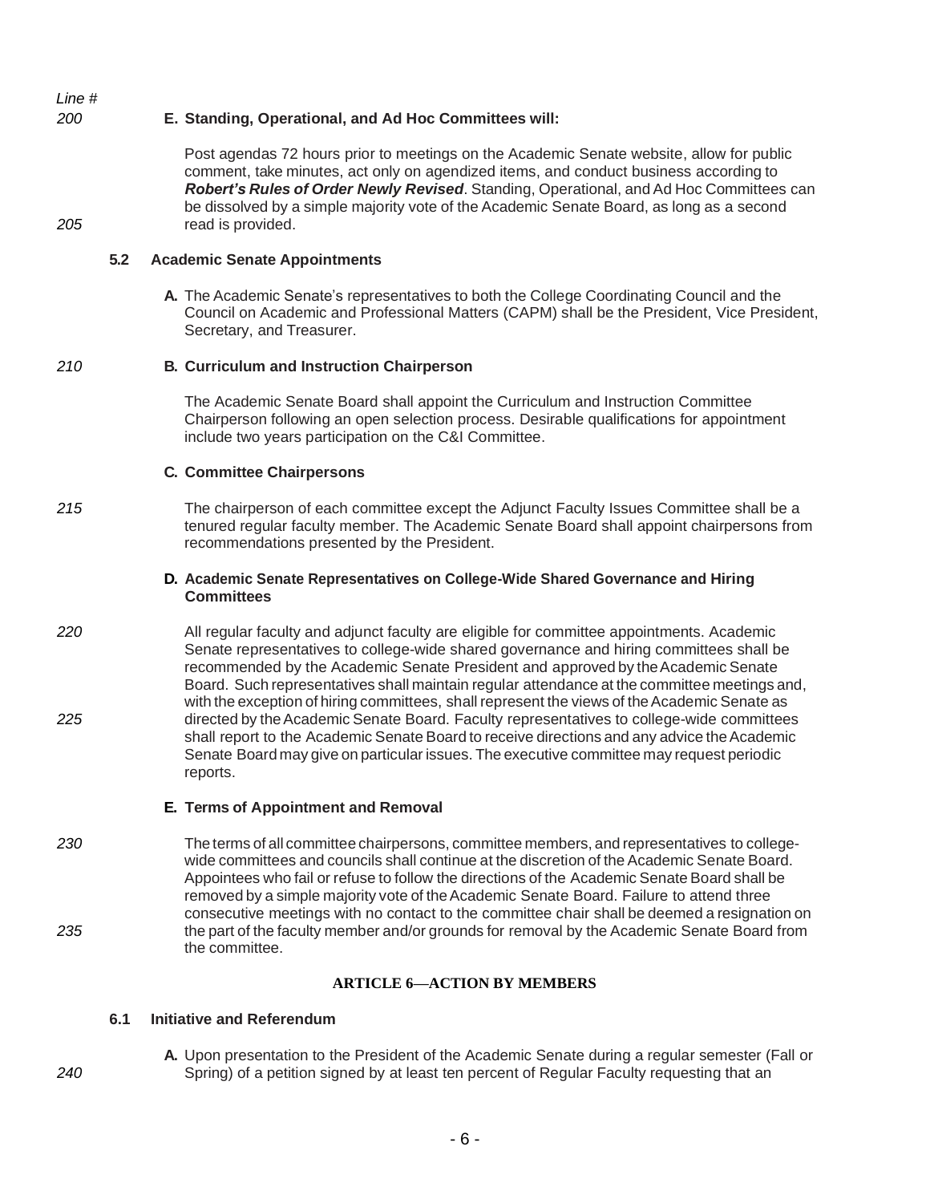**E. Standing, Operational, and Ad Hoc Committees will:**

Post agendas 72 hours prior to meetings on the Academic Senate website, allow for public comment, take minutes, act only on agendized items, and conduct business according to ***Robert's Rules of Order Newly Revised***. Standing, Operational, and Ad Hoc Committees can be dissolved by a simple majority vote of the Academic Senate Board, as long as a second read is provided.

### 5.2 Academic Senate Appointments

**A.** The Academic Senate's representatives to both the College Coordinating Council and the Council on Academic and Professional Matters (CAPM) shall be the President, Vice President, Secretary, and Treasurer.

**B. Curriculum and Instruction Chairperson**

The Academic Senate Board shall appoint the Curriculum and Instruction Committee Chairperson following an open selection process. Desirable qualifications for appointment include two years participation on the C&I Committee.

**C. Committee Chairpersons**

The chairperson of each committee except the Adjunct Faculty Issues Committee shall be a tenured regular faculty member. The Academic Senate Board shall appoint chairpersons from recommendations presented by the President.

**D. Academic Senate Representatives on College-Wide Shared Governance and Hiring Committees**

All regular faculty and adjunct faculty are eligible for committee appointments. Academic Senate representatives to college-wide shared governance and hiring committees shall be recommended by the Academic Senate President and approved by the Academic Senate Board. Such representatives shall maintain regular attendance at the committee meetings and, with the exception of hiring committees, shall represent the views of the Academic Senate as directed by the Academic Senate Board. Faculty representatives to college-wide committees shall report to the Academic Senate Board to receive directions and any advice the Academic Senate Board may give on particular issues. The executive committee may request periodic reports.

**E. Terms of Appointment and Removal**

The terms of all committee chairpersons, committee members, and representatives to college-wide committees and councils shall continue at the discretion of the Academic Senate Board. Appointees who fail or refuse to follow the directions of the Academic Senate Board shall be removed by a simple majority vote of the Academic Senate Board. Failure to attend three consecutive meetings with no contact to the committee chair shall be deemed a resignation on the part of the faculty member and/or grounds for removal by the Academic Senate Board from the committee.

## ARTICLE 6—ACTION BY MEMBERS

### 6.1 Initiative and Referendum

**A.** Upon presentation to the President of the Academic Senate during a regular semester (Fall or Spring) of a petition signed by at least ten percent of Regular Faculty requesting that an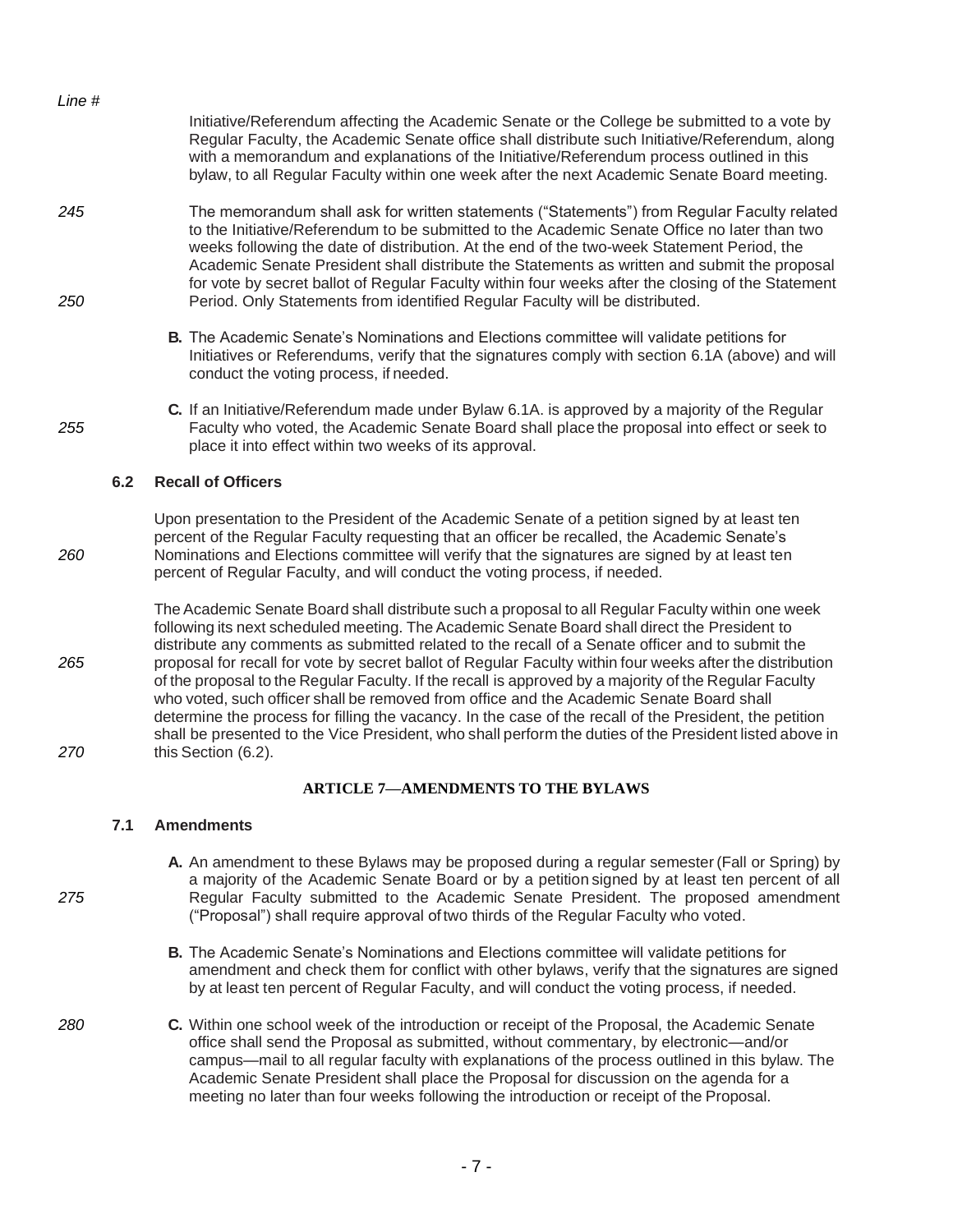Initiative/Referendum affecting the Academic Senate or the College be submitted to a vote by Regular Faculty, the Academic Senate office shall distribute such Initiative/Referendum, along with a memorandum and explanations of the Initiative/Referendum process outlined in this bylaw, to all Regular Faculty within one week after the next Academic Senate Board meeting.

The memorandum shall ask for written statements ("Statements") from Regular Faculty related to the Initiative/Referendum to be submitted to the Academic Senate Office no later than two weeks following the date of distribution. At the end of the two-week Statement Period, the Academic Senate President shall distribute the Statements as written and submit the proposal for vote by secret ballot of Regular Faculty within four weeks after the closing of the Statement Period. Only Statements from identified Regular Faculty will be distributed.

**B.** The Academic Senate's Nominations and Elections committee will validate petitions for Initiatives or Referendums, verify that the signatures comply with section 6.1A (above) and will conduct the voting process, if needed.

**C.** If an Initiative/Referendum made under Bylaw 6.1A. is approved by a majority of the Regular Faculty who voted, the Academic Senate Board shall place the proposal into effect or seek to place it into effect within two weeks of its approval.

### 6.2 Recall of Officers

Upon presentation to the President of the Academic Senate of a petition signed by at least ten percent of the Regular Faculty requesting that an officer be recalled, the Academic Senate's Nominations and Elections committee will verify that the signatures are signed by at least ten percent of Regular Faculty, and will conduct the voting process, if needed.

The Academic Senate Board shall distribute such a proposal to all Regular Faculty within one week following its next scheduled meeting. The Academic Senate Board shall direct the President to distribute any comments as submitted related to the recall of a Senate officer and to submit the proposal for recall for vote by secret ballot of Regular Faculty within four weeks after the distribution of the proposal to the Regular Faculty. If the recall is approved by a majority of the Regular Faculty who voted, such officer shall be removed from office and the Academic Senate Board shall determine the process for filling the vacancy. In the case of the recall of the President, the petition shall be presented to the Vice President, who shall perform the duties of the President listed above in this Section (6.2).

## ARTICLE 7—AMENDMENTS TO THE BYLAWS

### 7.1 Amendments

**A.** An amendment to these Bylaws may be proposed during a regular semester (Fall or Spring) by a majority of the Academic Senate Board or by a petition signed by at least ten percent of all Regular Faculty submitted to the Academic Senate President. The proposed amendment ("Proposal") shall require approval of two thirds of the Regular Faculty who voted.

**B.** The Academic Senate's Nominations and Elections committee will validate petitions for amendment and check them for conflict with other bylaws, verify that the signatures are signed by at least ten percent of Regular Faculty, and will conduct the voting process, if needed.

**C.** Within one school week of the introduction or receipt of the Proposal, the Academic Senate office shall send the Proposal as submitted, without commentary, by electronic—and/or campus—mail to all regular faculty with explanations of the process outlined in this bylaw. The Academic Senate President shall place the Proposal for discussion on the agenda for a meeting no later than four weeks following the introduction or receipt of the Proposal.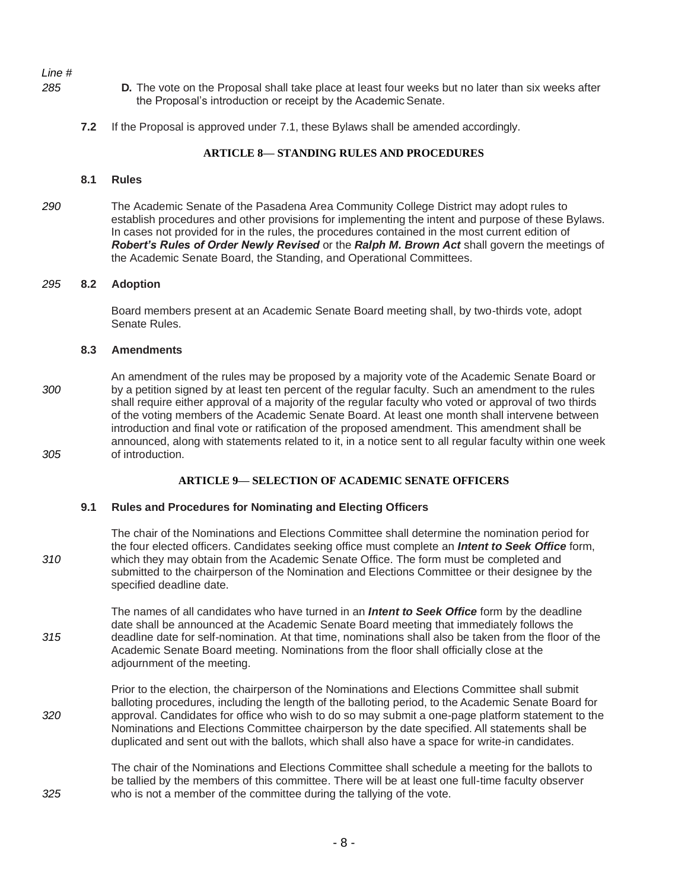**D.** The vote on the Proposal shall take place at least four weeks but no later than six weeks after the Proposal's introduction or receipt by the Academic Senate.

**7.2** If the Proposal is approved under 7.1, these Bylaws shall be amended accordingly.

## ARTICLE 8— STANDING RULES AND PROCEDURES

### 8.1 Rules

The Academic Senate of the Pasadena Area Community College District may adopt rules to establish procedures and other provisions for implementing the intent and purpose of these Bylaws. In cases not provided for in the rules, the procedures contained in the most current edition of ***Robert's Rules of Order Newly Revised*** or the ***Ralph M. Brown Act*** shall govern the meetings of the Academic Senate Board, the Standing, and Operational Committees.

### 8.2 Adoption

Board members present at an Academic Senate Board meeting shall, by two-thirds vote, adopt Senate Rules.

### 8.3 Amendments

An amendment of the rules may be proposed by a majority vote of the Academic Senate Board or by a petition signed by at least ten percent of the regular faculty. Such an amendment to the rules shall require either approval of a majority of the regular faculty who voted or approval of two thirds of the voting members of the Academic Senate Board. At least one month shall intervene between introduction and final vote or ratification of the proposed amendment. This amendment shall be announced, along with statements related to it, in a notice sent to all regular faculty within one week of introduction.

## ARTICLE 9— SELECTION OF ACADEMIC SENATE OFFICERS

### 9.1 Rules and Procedures for Nominating and Electing Officers

The chair of the Nominations and Elections Committee shall determine the nomination period for the four elected officers. Candidates seeking office must complete an ***Intent to Seek Office*** form, which they may obtain from the Academic Senate Office. The form must be completed and submitted to the chairperson of the Nomination and Elections Committee or their designee by the specified deadline date.

The names of all candidates who have turned in an ***Intent to Seek Office*** form by the deadline date shall be announced at the Academic Senate Board meeting that immediately follows the deadline date for self-nomination. At that time, nominations shall also be taken from the floor of the Academic Senate Board meeting. Nominations from the floor shall officially close at the adjournment of the meeting.

Prior to the election, the chairperson of the Nominations and Elections Committee shall submit balloting procedures, including the length of the balloting period, to the Academic Senate Board for approval. Candidates for office who wish to do so may submit a one-page platform statement to the Nominations and Elections Committee chairperson by the date specified. All statements shall be duplicated and sent out with the ballots, which shall also have a space for write-in candidates.

The chair of the Nominations and Elections Committee shall schedule a meeting for the ballots to be tallied by the members of this committee. There will be at least one full-time faculty observer who is not a member of the committee during the tallying of the vote.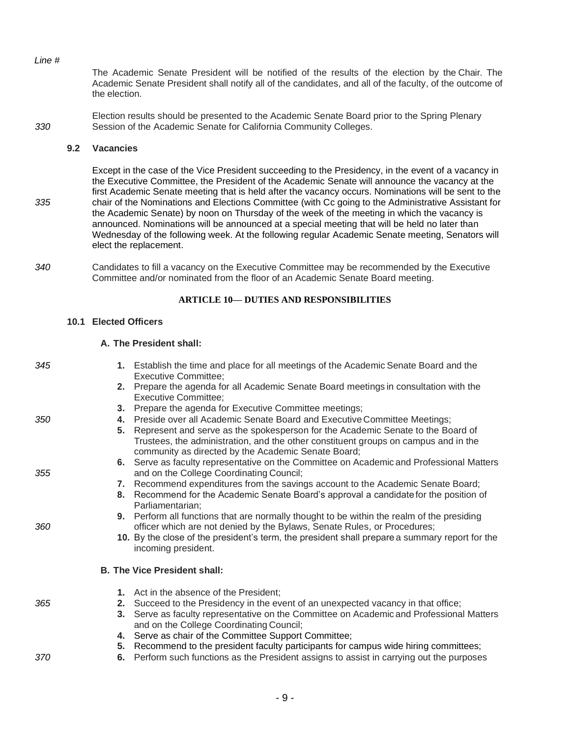The Academic Senate President will be notified of the results of the election by the Chair. The Academic Senate President shall notify all of the candidates, and all of the faculty, of the outcome of the election.

Election results should be presented to the Academic Senate Board prior to the Spring Plenary Session of the Academic Senate for California Community Colleges.

### 9.2 Vacancies

Except in the case of the Vice President succeeding to the Presidency, in the event of a vacancy in the Executive Committee, the President of the Academic Senate will announce the vacancy at the first Academic Senate meeting that is held after the vacancy occurs. Nominations will be sent to the chair of the Nominations and Elections Committee (with Cc going to the Administrative Assistant for the Academic Senate) by noon on Thursday of the week of the meeting in which the vacancy is announced. Nominations will be announced at a special meeting that will be held no later than Wednesday of the following week. At the following regular Academic Senate meeting, Senators will elect the replacement.

Candidates to fill a vacancy on the Executive Committee may be recommended by the Executive Committee and/or nominated from the floor of an Academic Senate Board meeting.

## ARTICLE 10— DUTIES AND RESPONSIBILITIES

### 10.1 Elected Officers

**A. The President shall:**

1. Establish the time and place for all meetings of the Academic Senate Board and the Executive Committee;
2. Prepare the agenda for all Academic Senate Board meetings in consultation with the Executive Committee;
3. Prepare the agenda for Executive Committee meetings;
4. Preside over all Academic Senate Board and Executive Committee Meetings;
5. Represent and serve as the spokesperson for the Academic Senate to the Board of Trustees, the administration, and the other constituent groups on campus and in the community as directed by the Academic Senate Board;
6. Serve as faculty representative on the Committee on Academic and Professional Matters and on the College Coordinating Council;
7. Recommend expenditures from the savings account to the Academic Senate Board;
8. Recommend for the Academic Senate Board's approval a candidate for the position of Parliamentarian;
9. Perform all functions that are normally thought to be within the realm of the presiding officer which are not denied by the Bylaws, Senate Rules, or Procedures;
10. By the close of the president's term, the president shall prepare a summary report for the incoming president.

**B. The Vice President shall:**

1. Act in the absence of the President;
2. Succeed to the Presidency in the event of an unexpected vacancy in that office;
3. Serve as faculty representative on the Committee on Academic and Professional Matters and on the College Coordinating Council;
4. Serve as chair of the Committee Support Committee;
5. Recommend to the president faculty participants for campus wide hiring committees;
6. Perform such functions as the President assigns to assist in carrying out the purposes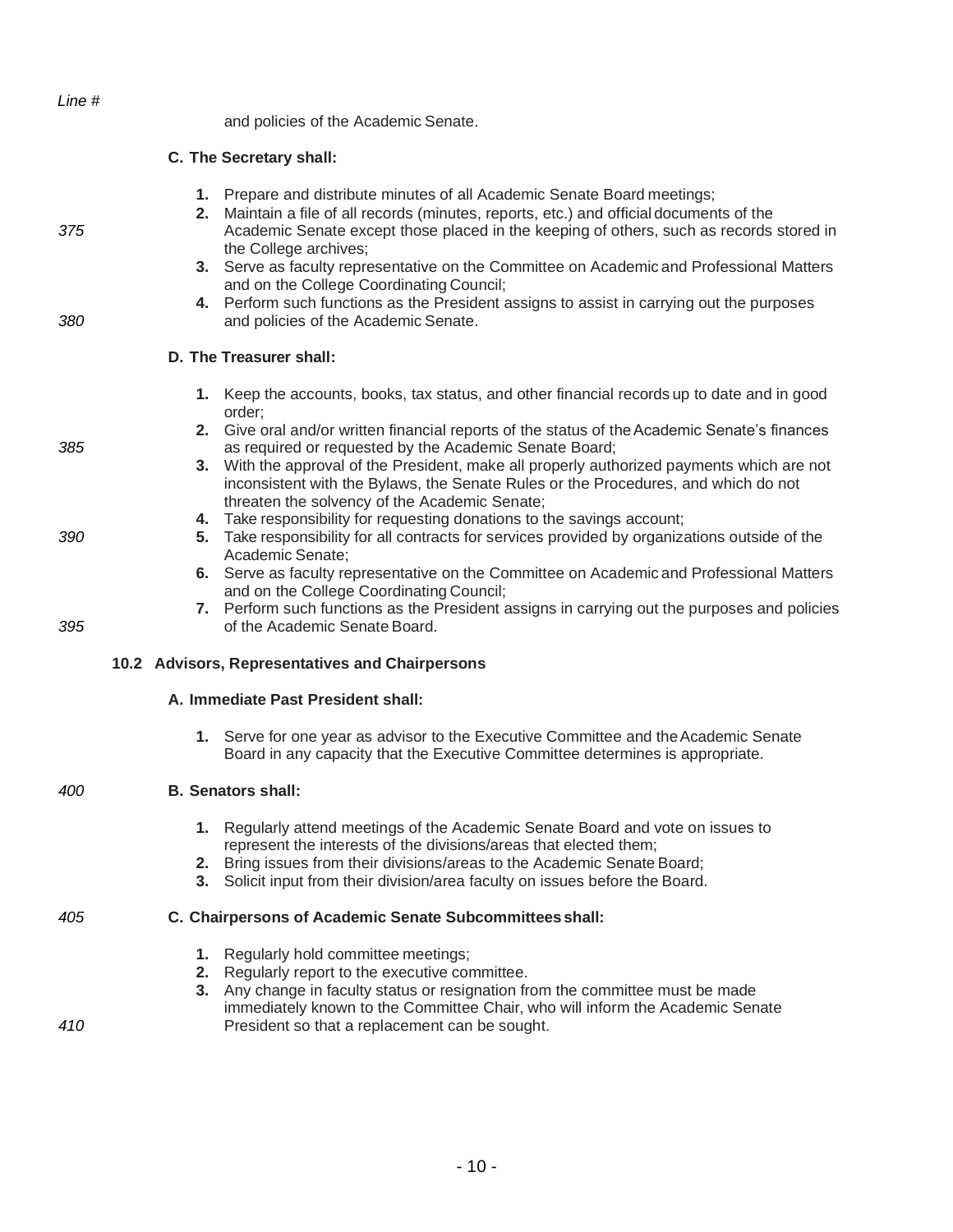and policies of the Academic Senate.

**C. The Secretary shall:**

1. Prepare and distribute minutes of all Academic Senate Board meetings;
2. Maintain a file of all records (minutes, reports, etc.) and official documents of the Academic Senate except those placed in the keeping of others, such as records stored in the College archives;
3. Serve as faculty representative on the Committee on Academic and Professional Matters and on the College Coordinating Council;
4. Perform such functions as the President assigns to assist in carrying out the purposes and policies of the Academic Senate.

**D. The Treasurer shall:**

1. Keep the accounts, books, tax status, and other financial records up to date and in good order;
2. Give oral and/or written financial reports of the status of the Academic Senate's finances as required or requested by the Academic Senate Board;
3. With the approval of the President, make all properly authorized payments which are not inconsistent with the Bylaws, the Senate Rules or the Procedures, and which do not threaten the solvency of the Academic Senate;
4. Take responsibility for requesting donations to the savings account;
5. Take responsibility for all contracts for services provided by organizations outside of the Academic Senate;
6. Serve as faculty representative on the Committee on Academic and Professional Matters and on the College Coordinating Council;
7. Perform such functions as the President assigns in carrying out the purposes and policies of the Academic Senate Board.

### 10.2 Advisors, Representatives and Chairpersons

**A. Immediate Past President shall:**

1. Serve for one year as advisor to the Executive Committee and the Academic Senate Board in any capacity that the Executive Committee determines is appropriate.

**B. Senators shall:**

1. Regularly attend meetings of the Academic Senate Board and vote on issues to represent the interests of the divisions/areas that elected them;
2. Bring issues from their divisions/areas to the Academic Senate Board;
3. Solicit input from their division/area faculty on issues before the Board.

**C. Chairpersons of Academic Senate Subcommittees shall:**

1. Regularly hold committee meetings;
2. Regularly report to the executive committee.
3. Any change in faculty status or resignation from the committee must be made immediately known to the Committee Chair, who will inform the Academic Senate President so that a replacement can be sought.